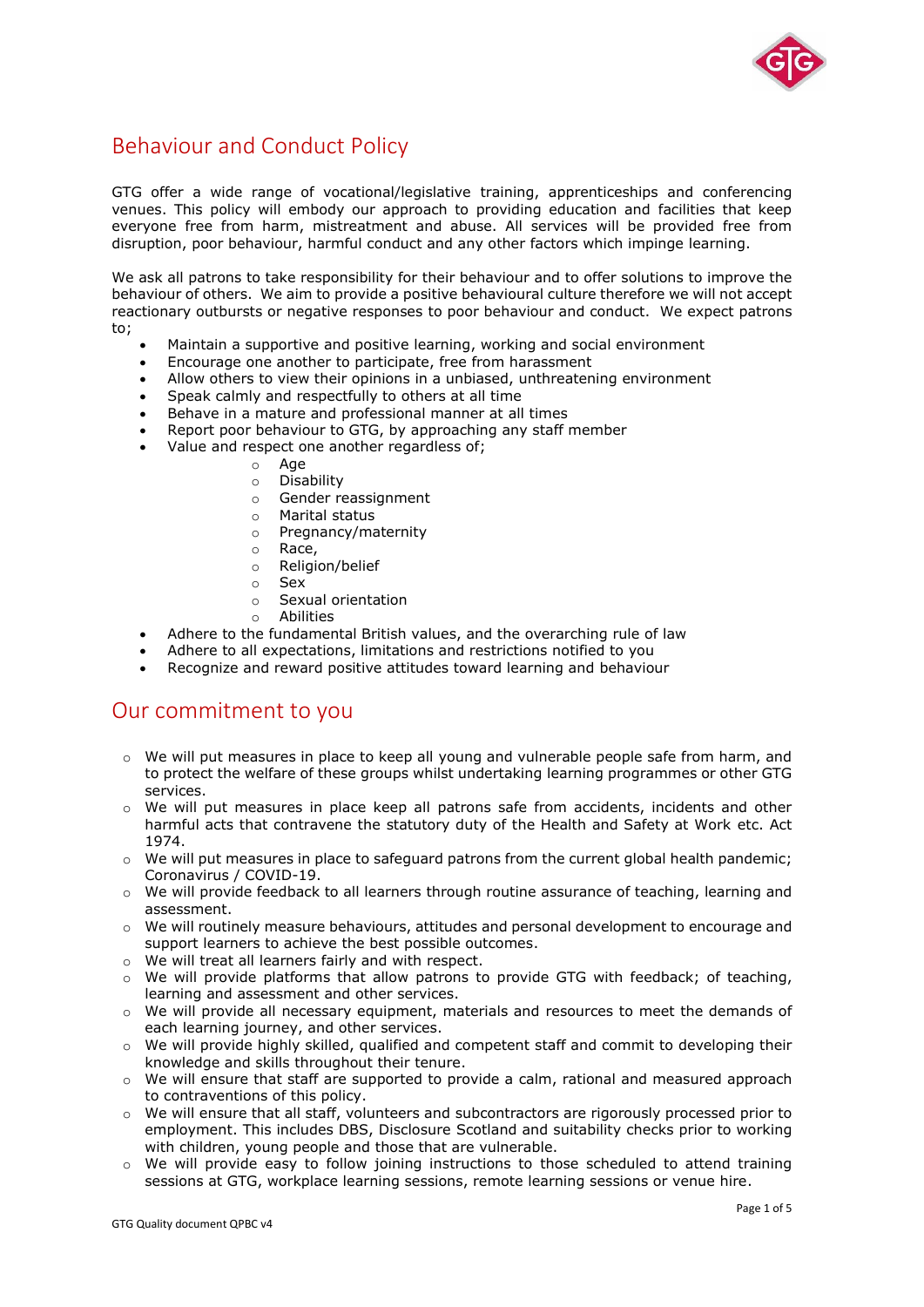# Behaviour and Conduct Policy

GTG offer a wide range of vocational/legislative training, apprenticeships and conferencing venues. This policy will embody our approach to providing education and facilities that keep everyone free from harm, mistreatment and abuse. All services will be provided free from disruption, poor behaviour, harmful conduct and any other factors which impinge learning.

We ask all patrons to take responsibility for their behaviour and to offer solutions to improve the behaviour of others. We aim to provide a positive behavioural culture therefore we will not accept reactionary outbursts or negative responses to poor behaviour and conduct. We expect patrons to;

- Maintain a supportive and positive learning, working and social environment
- Encourage one another to participate, free from harassment
- Allow others to view their opinions in a unbiased, unthreatening environment
- Speak calmly and respectfully to others at all time
- Behave in a mature and professional manner at all times
- Report poor behaviour to GTG, by approaching any staff member
- Value and respect one another regardless of;
    - Age
    - Disability
    - Gender reassignment
    - Marital status
    - Pregnancy/maternity
    - Race,
    - Religion/belief
    - Sex
    - Sexual orientation
    - Abilities
- Adhere to the fundamental British values, and the overarching rule of law
- Adhere to all expectations, limitations and restrictions notified to you
- Recognize and reward positive attitudes toward learning and behaviour

## Our commitment to you

- We will put measures in place to keep all young and vulnerable people safe from harm, and to protect the welfare of these groups whilst undertaking learning programmes or other GTG services.
- We will put measures in place keep all patrons safe from accidents, incidents and other harmful acts that contravene the statutory duty of the Health and Safety at Work etc. Act 1974.
- We will put measures in place to safeguard patrons from the current global health pandemic; Coronavirus / COVID-19.
- We will provide feedback to all learners through routine assurance of teaching, learning and assessment.
- We will routinely measure behaviours, attitudes and personal development to encourage and support learners to achieve the best possible outcomes.
- We will treat all learners fairly and with respect.
- We will provide platforms that allow patrons to provide GTG with feedback; of teaching, learning and assessment and other services.
- We will provide all necessary equipment, materials and resources to meet the demands of each learning journey, and other services.
- We will provide highly skilled, qualified and competent staff and commit to developing their knowledge and skills throughout their tenure.
- We will ensure that staff are supported to provide a calm, rational and measured approach to contraventions of this policy.
- We will ensure that all staff, volunteers and subcontractors are rigorously processed prior to employment. This includes DBS, Disclosure Scotland and suitability checks prior to working with children, young people and those that are vulnerable.
- We will provide easy to follow joining instructions to those scheduled to attend training sessions at GTG, workplace learning sessions, remote learning sessions or venue hire.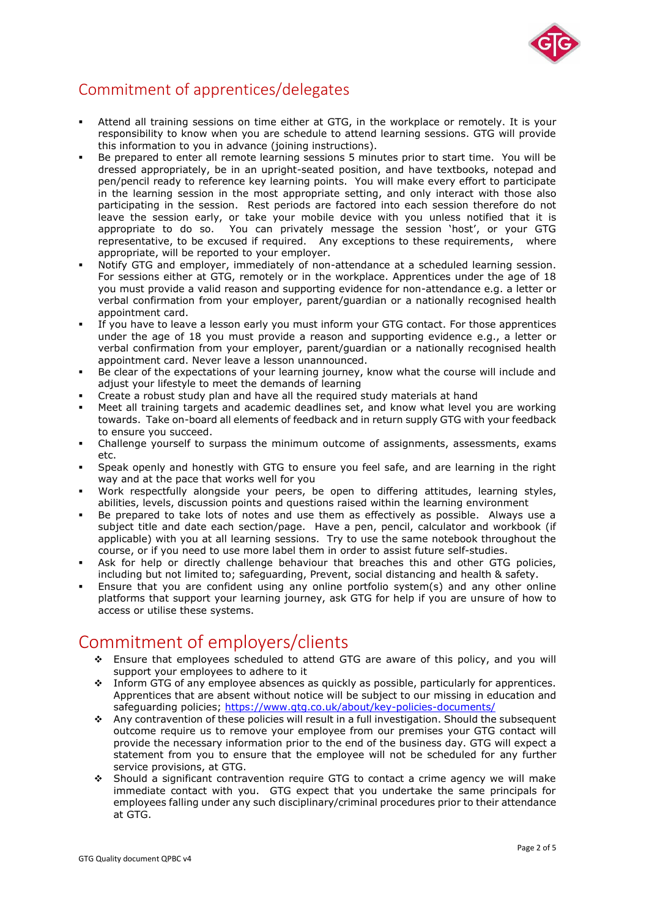## Commitment of apprentices/delegates

- Attend all training sessions on time either at GTG, in the workplace or remotely. It is your responsibility to know when you are schedule to attend learning sessions. GTG will provide this information to you in advance (joining instructions).
- Be prepared to enter all remote learning sessions 5 minutes prior to start time. You will be dressed appropriately, be in an upright-seated position, and have textbooks, notepad and pen/pencil ready to reference key learning points. You will make every effort to participate in the learning session in the most appropriate setting, and only interact with those also participating in the session. Rest periods are factored into each session therefore do not leave the session early, or take your mobile device with you unless notified that it is appropriate to do so. You can privately message the session 'host', or your GTG representative, to be excused if required. Any exceptions to these requirements, where appropriate, will be reported to your employer.
- Notify GTG and employer, immediately of non-attendance at a scheduled learning session. For sessions either at GTG, remotely or in the workplace. Apprentices under the age of 18 you must provide a valid reason and supporting evidence for non-attendance e.g. a letter or verbal confirmation from your employer, parent/guardian or a nationally recognised health appointment card.
- If you have to leave a lesson early you must inform your GTG contact. For those apprentices under the age of 18 you must provide a reason and supporting evidence e.g., a letter or verbal confirmation from your employer, parent/guardian or a nationally recognised health appointment card. Never leave a lesson unannounced.
- Be clear of the expectations of your learning journey, know what the course will include and adjust your lifestyle to meet the demands of learning
- Create a robust study plan and have all the required study materials at hand
- Meet all training targets and academic deadlines set, and know what level you are working towards. Take on-board all elements of feedback and in return supply GTG with your feedback to ensure you succeed.
- Challenge yourself to surpass the minimum outcome of assignments, assessments, exams etc.
- Speak openly and honestly with GTG to ensure you feel safe, and are learning in the right way and at the pace that works well for you
- Work respectfully alongside your peers, be open to differing attitudes, learning styles, abilities, levels, discussion points and questions raised within the learning environment
- Be prepared to take lots of notes and use them as effectively as possible. Always use a subject title and date each section/page. Have a pen, pencil, calculator and workbook (if applicable) with you at all learning sessions. Try to use the same notebook throughout the course, or if you need to use more label them in order to assist future self-studies.
- Ask for help or directly challenge behaviour that breaches this and other GTG policies, including but not limited to; safeguarding, Prevent, social distancing and health & safety.
- Ensure that you are confident using any online portfolio system(s) and any other online platforms that support your learning journey, ask GTG for help if you are unsure of how to access or utilise these systems.

## Commitment of employers/clients

- Ensure that employees scheduled to attend GTG are aware of this policy, and you will support your employees to adhere to it
- Inform GTG of any employee absences as quickly as possible, particularly for apprentices. Apprentices that are absent without notice will be subject to our missing in education and safeguarding policies; https://www.gtg.co.uk/about/key-policies-documents/
- Any contravention of these policies will result in a full investigation. Should the subsequent outcome require us to remove your employee from our premises your GTG contact will provide the necessary information prior to the end of the business day. GTG will expect a statement from you to ensure that the employee will not be scheduled for any further service provisions, at GTG.
- Should a significant contravention require GTG to contact a crime agency we will make immediate contact with you. GTG expect that you undertake the same principals for employees falling under any such disciplinary/criminal procedures prior to their attendance at GTG.

GTG Quality document QPBC v4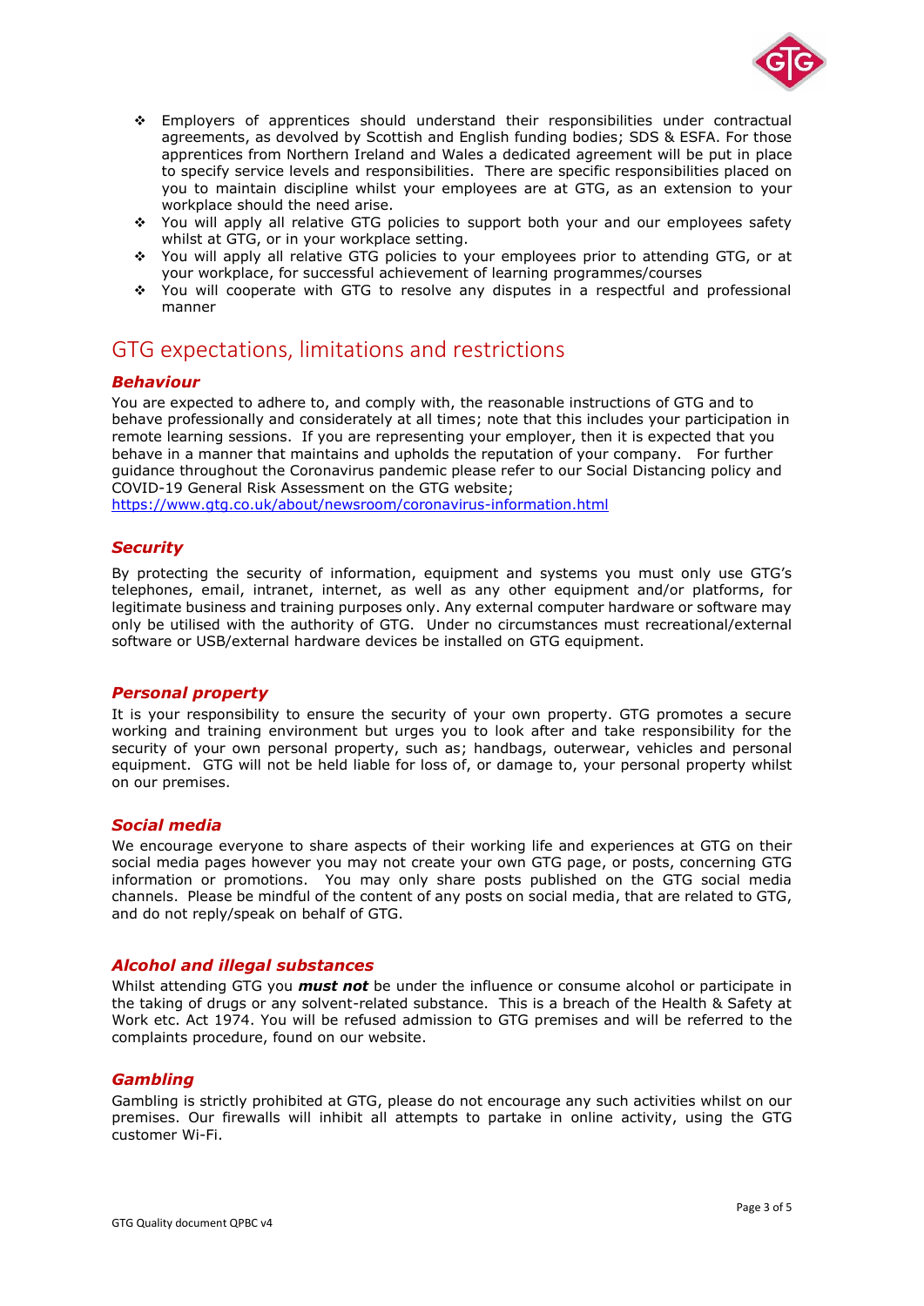- Employers of apprentices should understand their responsibilities under contractual agreements, as devolved by Scottish and English funding bodies; SDS & ESFA. For those apprentices from Northern Ireland and Wales a dedicated agreement will be put in place to specify service levels and responsibilities. There are specific responsibilities placed on you to maintain discipline whilst your employees are at GTG, as an extension to your workplace should the need arise.
- You will apply all relative GTG policies to support both your and our employees safety whilst at GTG, or in your workplace setting.
- You will apply all relative GTG policies to your employees prior to attending GTG, or at your workplace, for successful achievement of learning programmes/courses
- You will cooperate with GTG to resolve any disputes in a respectful and professional manner

## GTG expectations, limitations and restrictions

### *Behaviour*

You are expected to adhere to, and comply with, the reasonable instructions of GTG and to behave professionally and considerately at all times; note that this includes your participation in remote learning sessions. If you are representing your employer, then it is expected that you behave in a manner that maintains and upholds the reputation of your company. For further guidance throughout the Coronavirus pandemic please refer to our Social Distancing policy and COVID-19 General Risk Assessment on the GTG website; https://www.gtg.co.uk/about/newsroom/coronavirus-information.html

### *Security*

By protecting the security of information, equipment and systems you must only use GTG's telephones, email, intranet, internet, as well as any other equipment and/or platforms, for legitimate business and training purposes only. Any external computer hardware or software may only be utilised with the authority of GTG. Under no circumstances must recreational/external software or USB/external hardware devices be installed on GTG equipment.

### *Personal property*

It is your responsibility to ensure the security of your own property. GTG promotes a secure working and training environment but urges you to look after and take responsibility for the security of your own personal property, such as; handbags, outerwear, vehicles and personal equipment. GTG will not be held liable for loss of, or damage to, your personal property whilst on our premises.

### *Social media*

We encourage everyone to share aspects of their working life and experiences at GTG on their social media pages however you may not create your own GTG page, or posts, concerning GTG information or promotions. You may only share posts published on the GTG social media channels. Please be mindful of the content of any posts on social media, that are related to GTG, and do not reply/speak on behalf of GTG.

### *Alcohol and illegal substances*

Whilst attending GTG you ***must not*** be under the influence or consume alcohol or participate in the taking of drugs or any solvent-related substance. This is a breach of the Health & Safety at Work etc. Act 1974. You will be refused admission to GTG premises and will be referred to the complaints procedure, found on our website.

### *Gambling*

Gambling is strictly prohibited at GTG, please do not encourage any such activities whilst on our premises. Our firewalls will inhibit all attempts to partake in online activity, using the GTG customer Wi-Fi.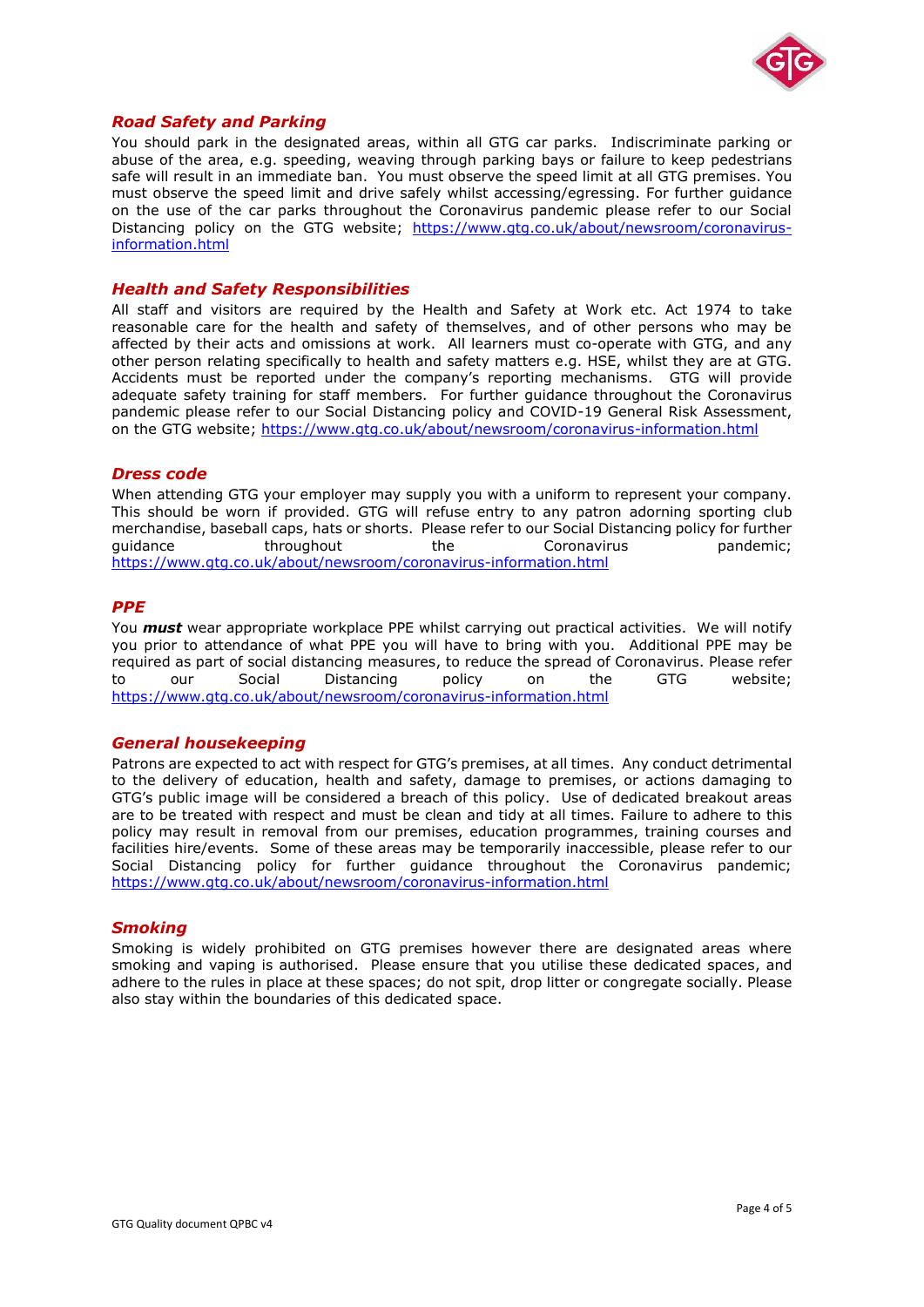## *Road Safety and Parking*

You should park in the designated areas, within all GTG car parks. Indiscriminate parking or abuse of the area, e.g. speeding, weaving through parking bays or failure to keep pedestrians safe will result in an immediate ban. You must observe the speed limit at all GTG premises. You must observe the speed limit and drive safely whilst accessing/egressing. For further guidance on the use of the car parks throughout the Coronavirus pandemic please refer to our Social Distancing policy on the GTG website; https://www.gtg.co.uk/about/newsroom/coronavirus-information.html

## *Health and Safety Responsibilities*

All staff and visitors are required by the Health and Safety at Work etc. Act 1974 to take reasonable care for the health and safety of themselves, and of other persons who may be affected by their acts and omissions at work. All learners must co-operate with GTG, and any other person relating specifically to health and safety matters e.g. HSE, whilst they are at GTG. Accidents must be reported under the company's reporting mechanisms. GTG will provide adequate safety training for staff members. For further guidance throughout the Coronavirus pandemic please refer to our Social Distancing policy and COVID-19 General Risk Assessment, on the GTG website; https://www.gtg.co.uk/about/newsroom/coronavirus-information.html

## *Dress code*

When attending GTG your employer may supply you with a uniform to represent your company. This should be worn if provided. GTG will refuse entry to any patron adorning sporting club merchandise, baseball caps, hats or shorts. Please refer to our Social Distancing policy for further guidance throughout the Coronavirus pandemic; https://www.gtg.co.uk/about/newsroom/coronavirus-information.html

## *PPE*

You ***must*** wear appropriate workplace PPE whilst carrying out practical activities. We will notify you prior to attendance of what PPE you will have to bring with you. Additional PPE may be required as part of social distancing measures, to reduce the spread of Coronavirus. Please refer to our Social Distancing policy on the GTG website; https://www.gtg.co.uk/about/newsroom/coronavirus-information.html

## *General housekeeping*

Patrons are expected to act with respect for GTG's premises, at all times. Any conduct detrimental to the delivery of education, health and safety, damage to premises, or actions damaging to GTG's public image will be considered a breach of this policy. Use of dedicated breakout areas are to be treated with respect and must be clean and tidy at all times. Failure to adhere to this policy may result in removal from our premises, education programmes, training courses and facilities hire/events. Some of these areas may be temporarily inaccessible, please refer to our Social Distancing policy for further guidance throughout the Coronavirus pandemic; https://www.gtg.co.uk/about/newsroom/coronavirus-information.html

## *Smoking*

Smoking is widely prohibited on GTG premises however there are designated areas where smoking and vaping is authorised. Please ensure that you utilise these dedicated spaces, and adhere to the rules in place at these spaces; do not spit, drop litter or congregate socially. Please also stay within the boundaries of this dedicated space.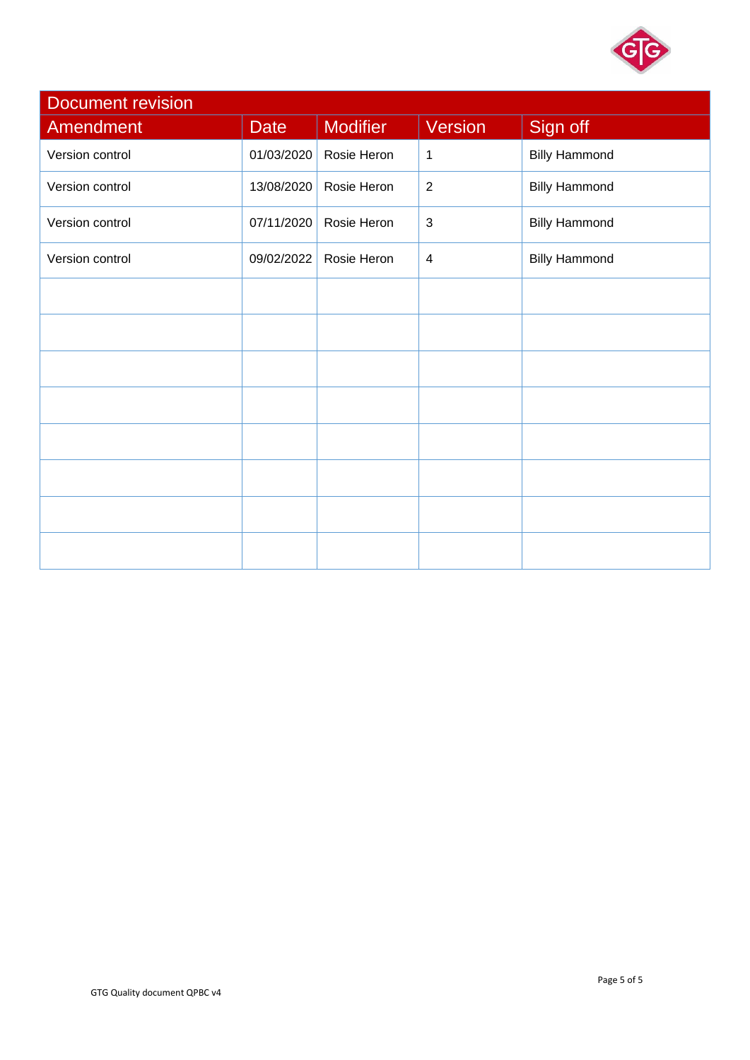| Document revision | | | | |
|---|---|---|---|---|
| Amendment | Date | Modifier | Version | Sign off |
| Version control | 01/03/2020 | Rosie Heron | 1 | Billy Hammond |
| Version control | 13/08/2020 | Rosie Heron | 2 | Billy Hammond |
| Version control | 07/11/2020 | Rosie Heron | 3 | Billy Hammond |
| Version control | 09/02/2022 | Rosie Heron | 4 | Billy Hammond |
| | | | | |
| | | | | |
| | | | | |
| | | | | |
| | | | | |
| | | | | |
| | | | | |
| | | | | |

GTG Quality document QPBC v4